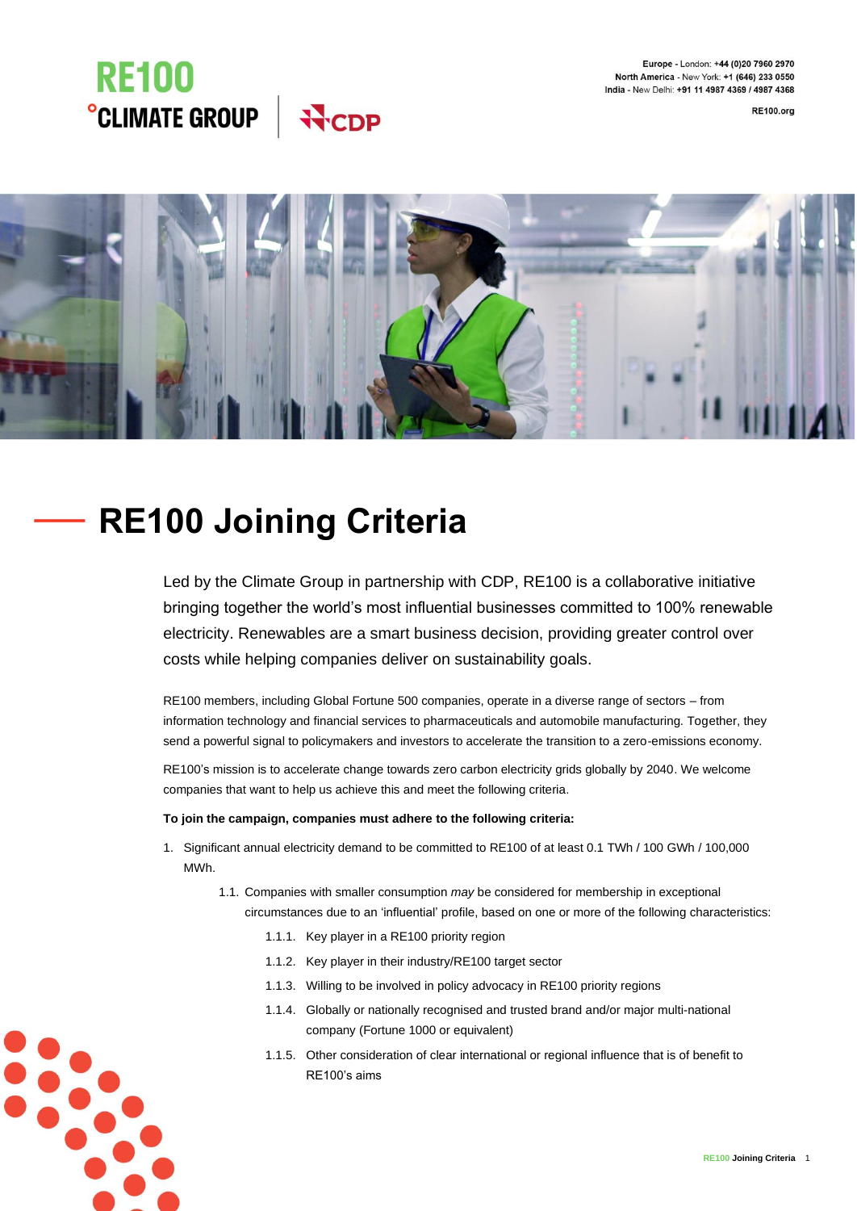Europe - London: +44 (0)20 7960 2970
North America - New York: +1 (646) 233 0550
India - New Delhi: +91 11 4987 4369 / 4987 4368

RE100.org

# RE100 Joining Criteria

Led by the Climate Group in partnership with CDP, RE100 is a collaborative initiative bringing together the world's most influential businesses committed to 100% renewable electricity. Renewables are a smart business decision, providing greater control over costs while helping companies deliver on sustainability goals.

RE100 members, including Global Fortune 500 companies, operate in a diverse range of sectors – from information technology and financial services to pharmaceuticals and automobile manufacturing. Together, they send a powerful signal to policymakers and investors to accelerate the transition to a zero-emissions economy.

RE100's mission is to accelerate change towards zero carbon electricity grids globally by 2040. We welcome companies that want to help us achieve this and meet the following criteria.

**To join the campaign, companies must adhere to the following criteria:**

1. Significant annual electricity demand to be committed to RE100 of at least 0.1 TWh / 100 GWh / 100,000 MWh.
    - 1.1. Companies with smaller consumption *may* be considered for membership in exceptional circumstances due to an 'influential' profile, based on one or more of the following characteristics:
        - 1.1.1. Key player in a RE100 priority region
        - 1.1.2. Key player in their industry/RE100 target sector
        - 1.1.3. Willing to be involved in policy advocacy in RE100 priority regions
        - 1.1.4. Globally or nationally recognised and trusted brand and/or major multi-national company (Fortune 1000 or equivalent)
        - 1.1.5. Other consideration of clear international or regional influence that is of benefit to RE100's aims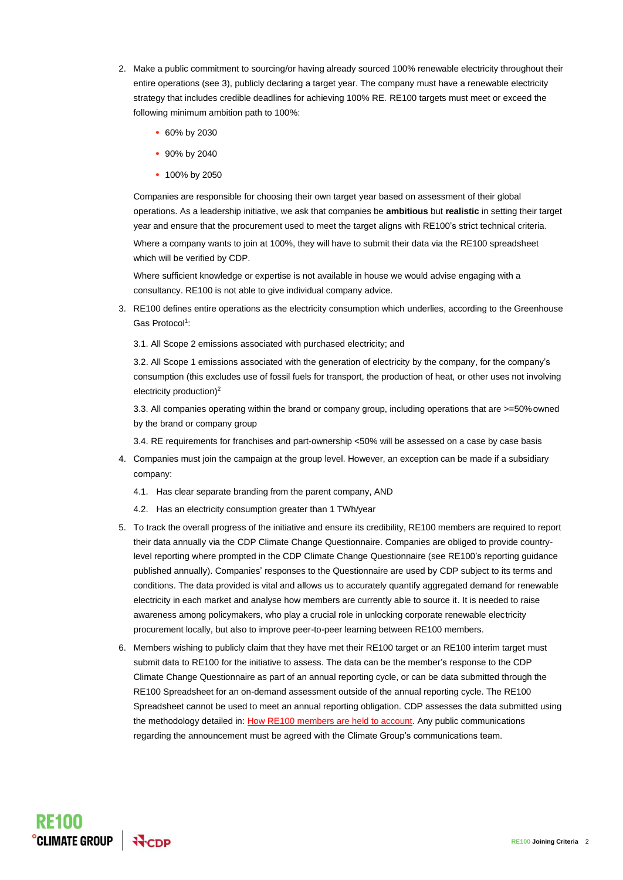2. Make a public commitment to sourcing/or having already sourced 100% renewable electricity throughout their entire operations (see 3), publicly declaring a target year. The company must have a renewable electricity strategy that includes credible deadlines for achieving 100% RE. RE100 targets must meet or exceed the following minimum ambition path to 100%:

   - 60% by 2030
   - 90% by 2040
   - 100% by 2050

   Companies are responsible for choosing their own target year based on assessment of their global operations. As a leadership initiative, we ask that companies be **ambitious** but **realistic** in setting their target year and ensure that the procurement used to meet the target aligns with RE100's strict technical criteria.

   Where a company wants to join at 100%, they will have to submit their data via the RE100 spreadsheet which will be verified by CDP.

   Where sufficient knowledge or expertise is not available in house we would advise engaging with a consultancy. RE100 is not able to give individual company advice.

3. RE100 defines entire operations as the electricity consumption which underlies, according to the Greenhouse Gas Protocol[1]:

   3.1. All Scope 2 emissions associated with purchased electricity; and

   3.2. All Scope 1 emissions associated with the generation of electricity by the company, for the company's consumption (this excludes use of fossil fuels for transport, the production of heat, or other uses not involving electricity production)[2]

   3.3. All companies operating within the brand or company group, including operations that are >=50% owned by the brand or company group

   3.4. RE requirements for franchises and part-ownership <50% will be assessed on a case by case basis

4. Companies must join the campaign at the group level. However, an exception can be made if a subsidiary company:

   4.1. Has clear separate branding from the parent company, AND

   4.2. Has an electricity consumption greater than 1 TWh/year

5. To track the overall progress of the initiative and ensure its credibility, RE100 members are required to report their data annually via the CDP Climate Change Questionnaire. Companies are obliged to provide country-level reporting where prompted in the CDP Climate Change Questionnaire (see RE100's reporting guidance published annually). Companies' responses to the Questionnaire are used by CDP subject to its terms and conditions. The data provided is vital and allows us to accurately quantify aggregated demand for renewable electricity in each market and analyse how members are currently able to source it. It is needed to raise awareness among policymakers, who play a crucial role in unlocking corporate renewable electricity procurement locally, but also to improve peer-to-peer learning between RE100 members.

6. Members wishing to publicly claim that they have met their RE100 target or an RE100 interim target must submit data to RE100 for the initiative to assess. The data can be the member's response to the CDP Climate Change Questionnaire as part of an annual reporting cycle, or can be data submitted through the RE100 Spreadsheet for an on-demand assessment outside of the annual reporting cycle. The RE100 Spreadsheet cannot be used to meet an annual reporting obligation. CDP assesses the data submitted using the methodology detailed in: How RE100 members are held to account. Any public communications regarding the announcement must be agreed with the Climate Group's communications team.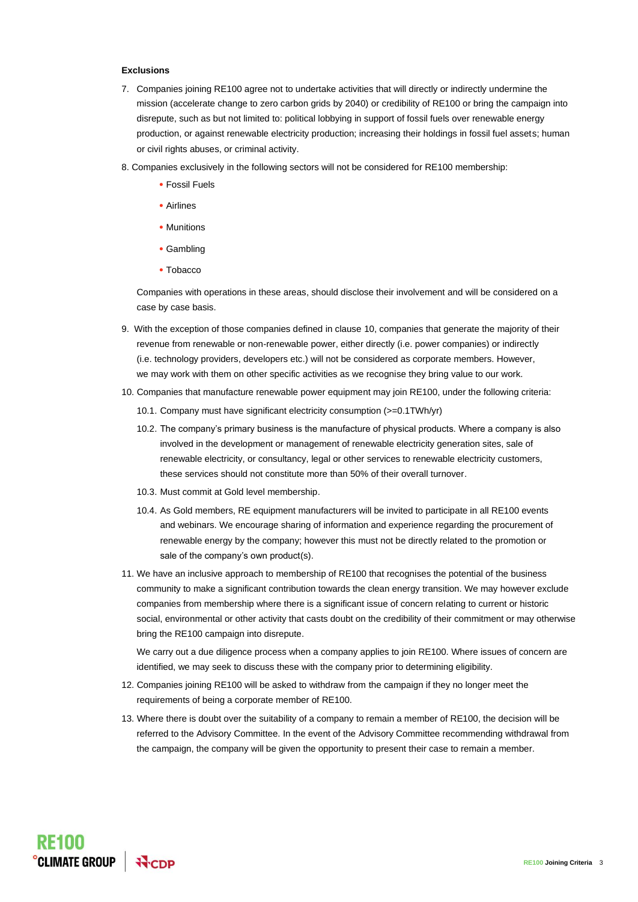**Exclusions**

7. Companies joining RE100 agree not to undertake activities that will directly or indirectly undermine the mission (accelerate change to zero carbon grids by 2040) or credibility of RE100 or bring the campaign into disrepute, such as but not limited to: political lobbying in support of fossil fuels over renewable energy production, or against renewable electricity production; increasing their holdings in fossil fuel assets; human or civil rights abuses, or criminal activity.

8. Companies exclusively in the following sectors will not be considered for RE100 membership:

   - Fossil Fuels
   - Airlines
   - Munitions
   - Gambling
   - Tobacco

   Companies with operations in these areas, should disclose their involvement and will be considered on a case by case basis.

9. With the exception of those companies defined in clause 10, companies that generate the majority of their revenue from renewable or non-renewable power, either directly (i.e. power companies) or indirectly (i.e. technology providers, developers etc.) will not be considered as corporate members. However, we may work with them on other specific activities as we recognise they bring value to our work.

10. Companies that manufacture renewable power equipment may join RE100, under the following criteria:

    10.1. Company must have significant electricity consumption (>=0.1TWh/yr)

    10.2. The company's primary business is the manufacture of physical products. Where a company is also involved in the development or management of renewable electricity generation sites, sale of renewable electricity, or consultancy, legal or other services to renewable electricity customers, these services should not constitute more than 50% of their overall turnover.

    10.3. Must commit at Gold level membership.

    10.4. As Gold members, RE equipment manufacturers will be invited to participate in all RE100 events and webinars. We encourage sharing of information and experience regarding the procurement of renewable energy by the company; however this must not be directly related to the promotion or sale of the company's own product(s).

11. We have an inclusive approach to membership of RE100 that recognises the potential of the business community to make a significant contribution towards the clean energy transition. We may however exclude companies from membership where there is a significant issue of concern relating to current or historic social, environmental or other activity that casts doubt on the credibility of their commitment or may otherwise bring the RE100 campaign into disrepute.

    We carry out a due diligence process when a company applies to join RE100. Where issues of concern are identified, we may seek to discuss these with the company prior to determining eligibility.

12. Companies joining RE100 will be asked to withdraw from the campaign if they no longer meet the requirements of being a corporate member of RE100.

13. Where there is doubt over the suitability of a company to remain a member of RE100, the decision will be referred to the Advisory Committee. In the event of the Advisory Committee recommending withdrawal from the campaign, the company will be given the opportunity to present their case to remain a member.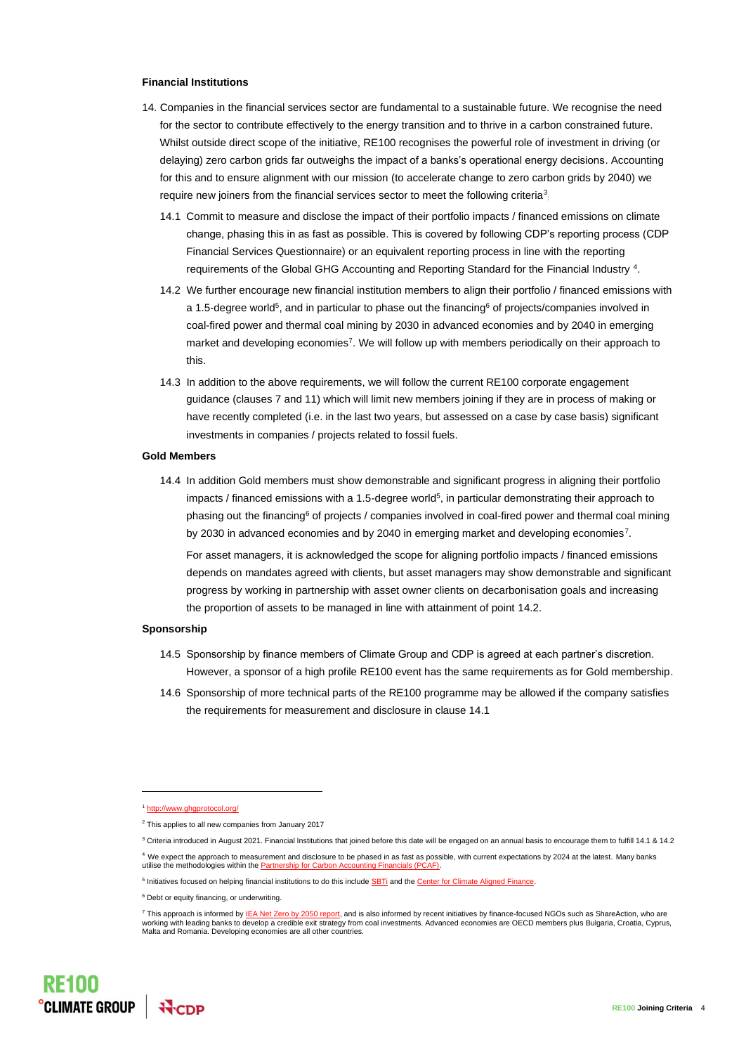**Financial Institutions**

14. Companies in the financial services sector are fundamental to a sustainable future. We recognise the need for the sector to contribute effectively to the energy transition and to thrive in a carbon constrained future. Whilst outside direct scope of the initiative, RE100 recognises the powerful role of investment in driving (or delaying) zero carbon grids far outweighs the impact of a banks's operational energy decisions. Accounting for this and to ensure alignment with our mission (to accelerate change to zero carbon grids by 2040) we require new joiners from the financial services sector to meet the following criteria[3]:

   14.1 Commit to measure and disclose the impact of their portfolio impacts / financed emissions on climate change, phasing this in as fast as possible. This is covered by following CDP's reporting process (CDP Financial Services Questionnaire) or an equivalent reporting process in line with the reporting requirements of the Global GHG Accounting and Reporting Standard for the Financial Industry [4].

   14.2 We further encourage new financial institution members to align their portfolio / financed emissions with a 1.5-degree world[5], and in particular to phase out the financing[6] of projects/companies involved in coal-fired power and thermal coal mining by 2030 in advanced economies and by 2040 in emerging market and developing economies[7]. We will follow up with members periodically on their approach to this.

   14.3 In addition to the above requirements, we will follow the current RE100 corporate engagement guidance (clauses 7 and 11) which will limit new members joining if they are in process of making or have recently completed (i.e. in the last two years, but assessed on a case by case basis) significant investments in companies / projects related to fossil fuels.

**Gold Members**

   14.4 In addition Gold members must show demonstrable and significant progress in aligning their portfolio impacts / financed emissions with a 1.5-degree world[5], in particular demonstrating their approach to phasing out the financing[6] of projects / companies involved in coal-fired power and thermal coal mining by 2030 in advanced economies and by 2040 in emerging market and developing economies[7].

   For asset managers, it is acknowledged the scope for aligning portfolio impacts / financed emissions depends on mandates agreed with clients, but asset managers may show demonstrable and significant progress by working in partnership with asset owner clients on decarbonisation goals and increasing the proportion of assets to be managed in line with attainment of point 14.2.

**Sponsorship**

   14.5 Sponsorship by finance members of Climate Group and CDP is agreed at each partner's discretion. However, a sponsor of a high profile RE100 event has the same requirements as for Gold membership.

   14.6 Sponsorship of more technical parts of the RE100 programme may be allowed if the company satisfies the requirements for measurement and disclosure in clause 14.1

---

[1] http://www.ghgprotocol.org/

[2] This applies to all new companies from January 2017

[3] Criteria introduced in August 2021. Financial Institutions that joined before this date will be engaged on an annual basis to encourage them to fulfill 14.1 & 14.2

[4] We expect the approach to measurement and disclosure to be phased in as fast as possible, with current expectations by 2024 at the latest. Many banks utilise the methodologies within the Partnership for Carbon Accounting Financials (PCAF).

[5] Initiatives focused on helping financial institutions to do this include SBTi and the Center for Climate Aligned Finance.

[6] Debt or equity financing, or underwriting.

[7] This approach is informed by IEA Net Zero by 2050 report, and is also informed by recent initiatives by finance-focused NGOs such as ShareAction, who are working with leading banks to develop a credible exit strategy from coal investments. Advanced economies are OECD members plus Bulgaria, Croatia, Cyprus, Malta and Romania. Developing economies are all other countries.